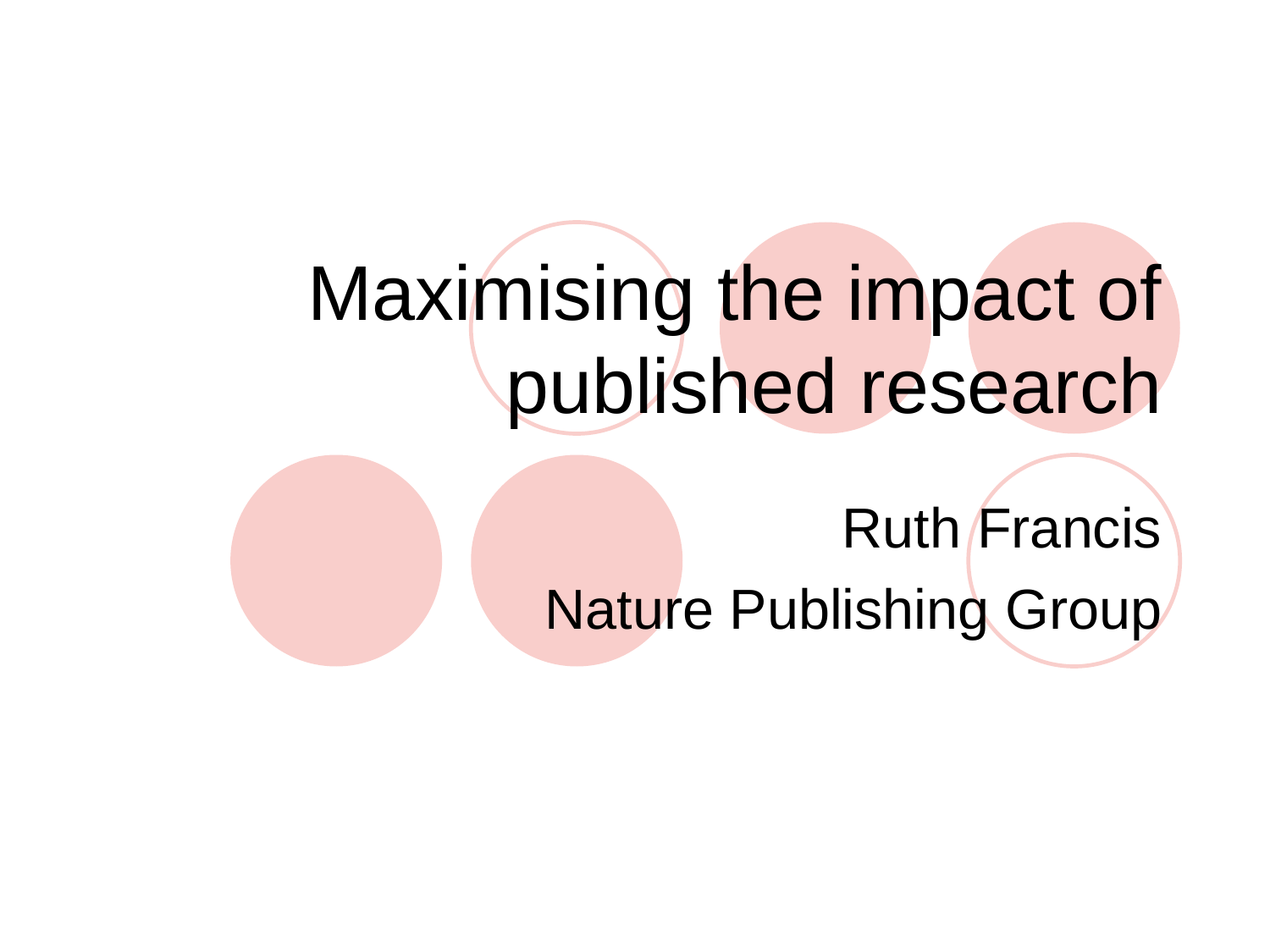# Maximising the impact of published research

Ruth Francis

Nature Publishing Group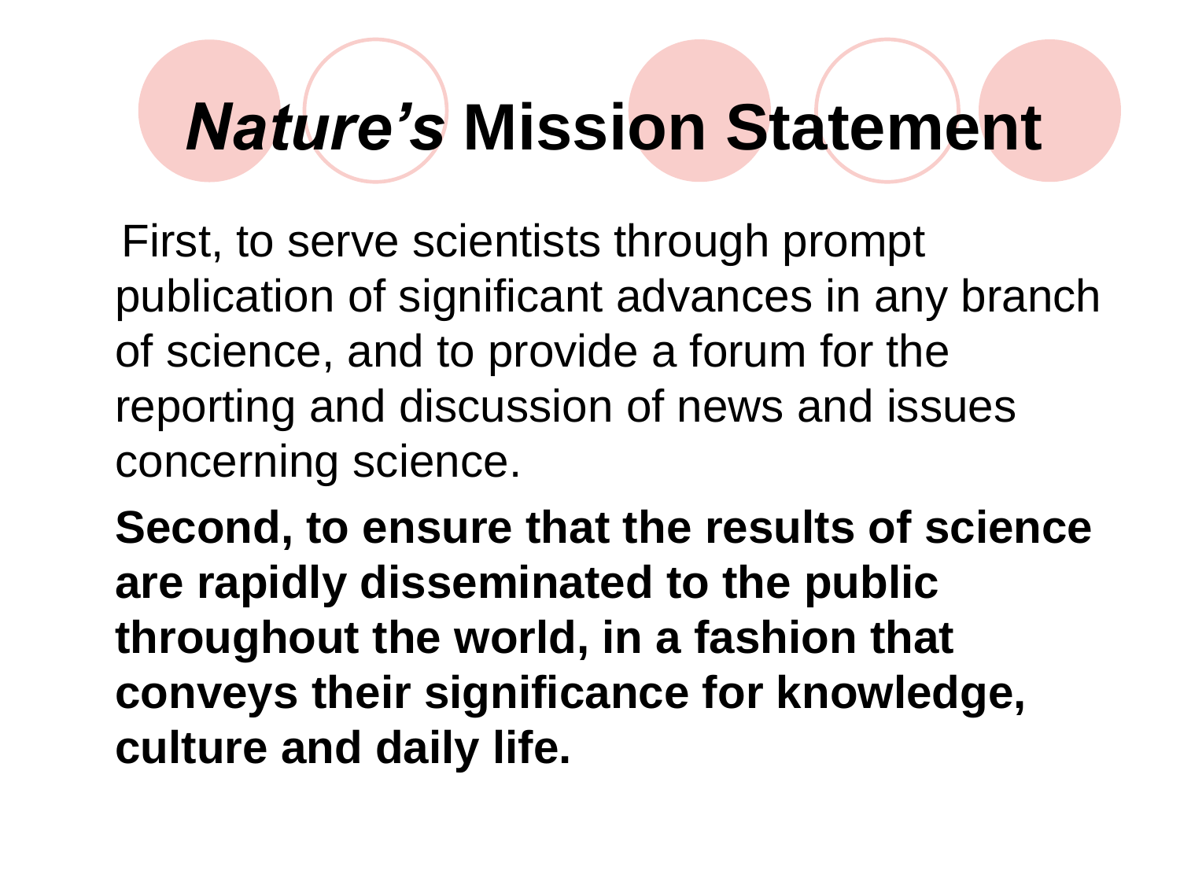# *Nature's* Mission Statement

First, to serve scientists through prompt publication of significant advances in any branch of science, and to provide a forum for the reporting and discussion of news and issues concerning science.

**Second, to ensure that the results of science are rapidly disseminated to the public throughout the world, in a fashion that conveys their significance for knowledge, culture and daily life.**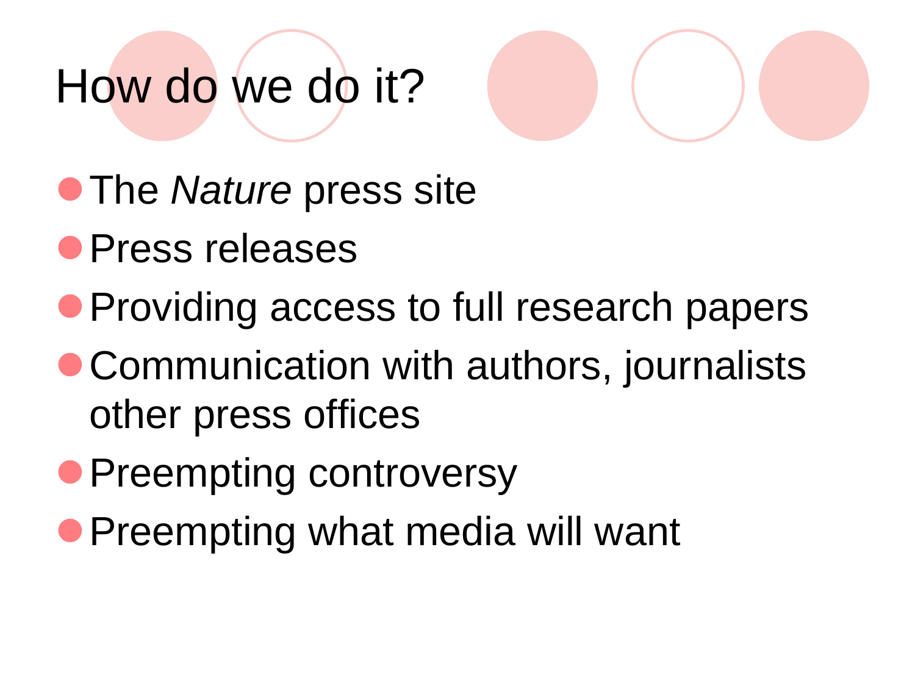# How do we do it?

- The *Nature* press site
- Press releases
- Providing access to full research papers
- Communication with authors, journalists other press offices
- Preempting controversy
- Preempting what media will want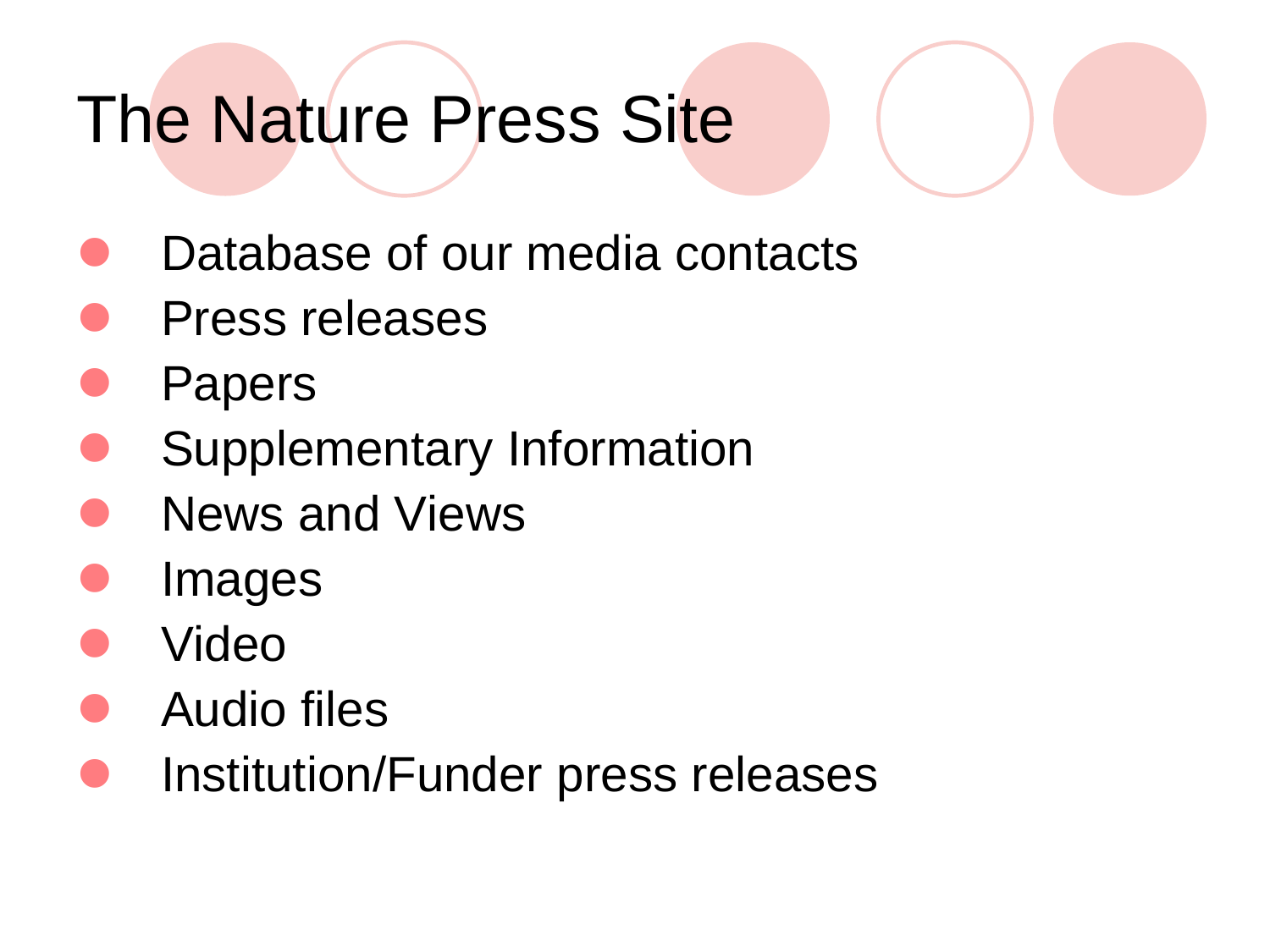# The Nature Press Site

- Database of our media contacts
- Press releases
- Papers
- Supplementary Information
- News and Views
- Images
- Video
- Audio files
- Institution/Funder press releases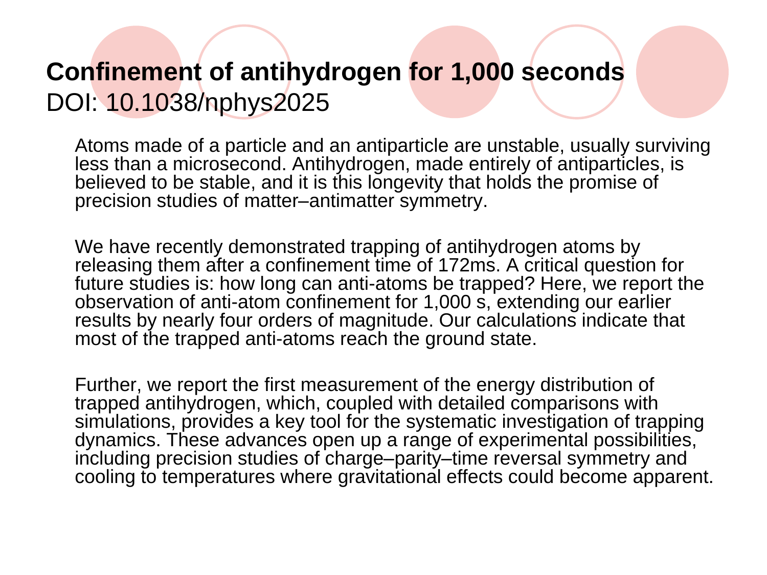# Confinement of antihydrogen for 1,000 seconds

DOI: 10.1038/nphys2025

Atoms made of a particle and an antiparticle are unstable, usually surviving less than a microsecond. Antihydrogen, made entirely of antiparticles, is believed to be stable, and it is this longevity that holds the promise of precision studies of matter–antimatter symmetry.

We have recently demonstrated trapping of antihydrogen atoms by releasing them after a confinement time of 172ms. A critical question for future studies is: how long can anti-atoms be trapped? Here, we report the observation of anti-atom confinement for 1,000 s, extending our earlier results by nearly four orders of magnitude. Our calculations indicate that most of the trapped anti-atoms reach the ground state.

Further, we report the first measurement of the energy distribution of trapped antihydrogen, which, coupled with detailed comparisons with simulations, provides a key tool for the systematic investigation of trapping dynamics. These advances open up a range of experimental possibilities, including precision studies of charge–parity–time reversal symmetry and cooling to temperatures where gravitational effects could become apparent.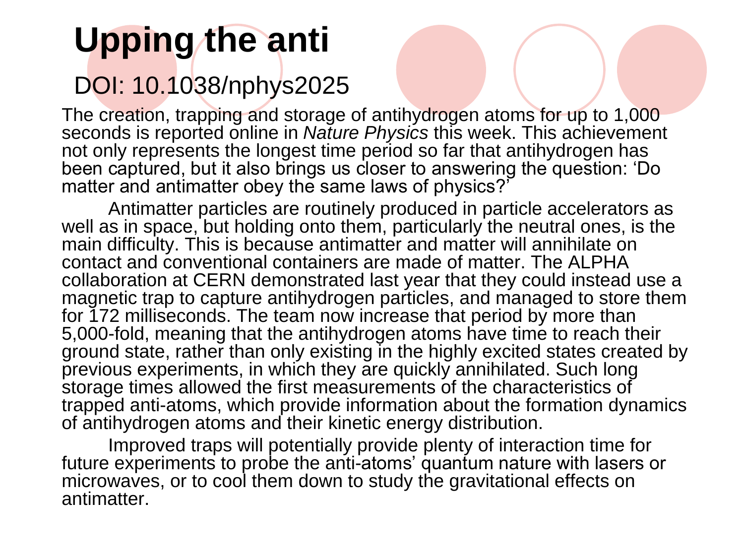# Upping the anti

DOI: 10.1038/nphys2025

The creation, trapping and storage of antihydrogen atoms for up to 1,000 seconds is reported online in *Nature Physics* this week. This achievement not only represents the longest time period so far that antihydrogen has been captured, but it also brings us closer to answering the question: 'Do matter and antimatter obey the same laws of physics?'

Antimatter particles are routinely produced in particle accelerators as well as in space, but holding onto them, particularly the neutral ones, is the main difficulty. This is because antimatter and matter will annihilate on contact and conventional containers are made of matter. The ALPHA collaboration at CERN demonstrated last year that they could instead use a magnetic trap to capture antihydrogen particles, and managed to store them for 172 milliseconds. The team now increase that period by more than 5,000-fold, meaning that the antihydrogen atoms have time to reach their ground state, rather than only existing in the highly excited states created by previous experiments, in which they are quickly annihilated. Such long storage times allowed the first measurements of the characteristics of trapped anti-atoms, which provide information about the formation dynamics of antihydrogen atoms and their kinetic energy distribution.

Improved traps will potentially provide plenty of interaction time for future experiments to probe the anti-atoms' quantum nature with lasers or microwaves, or to cool them down to study the gravitational effects on antimatter.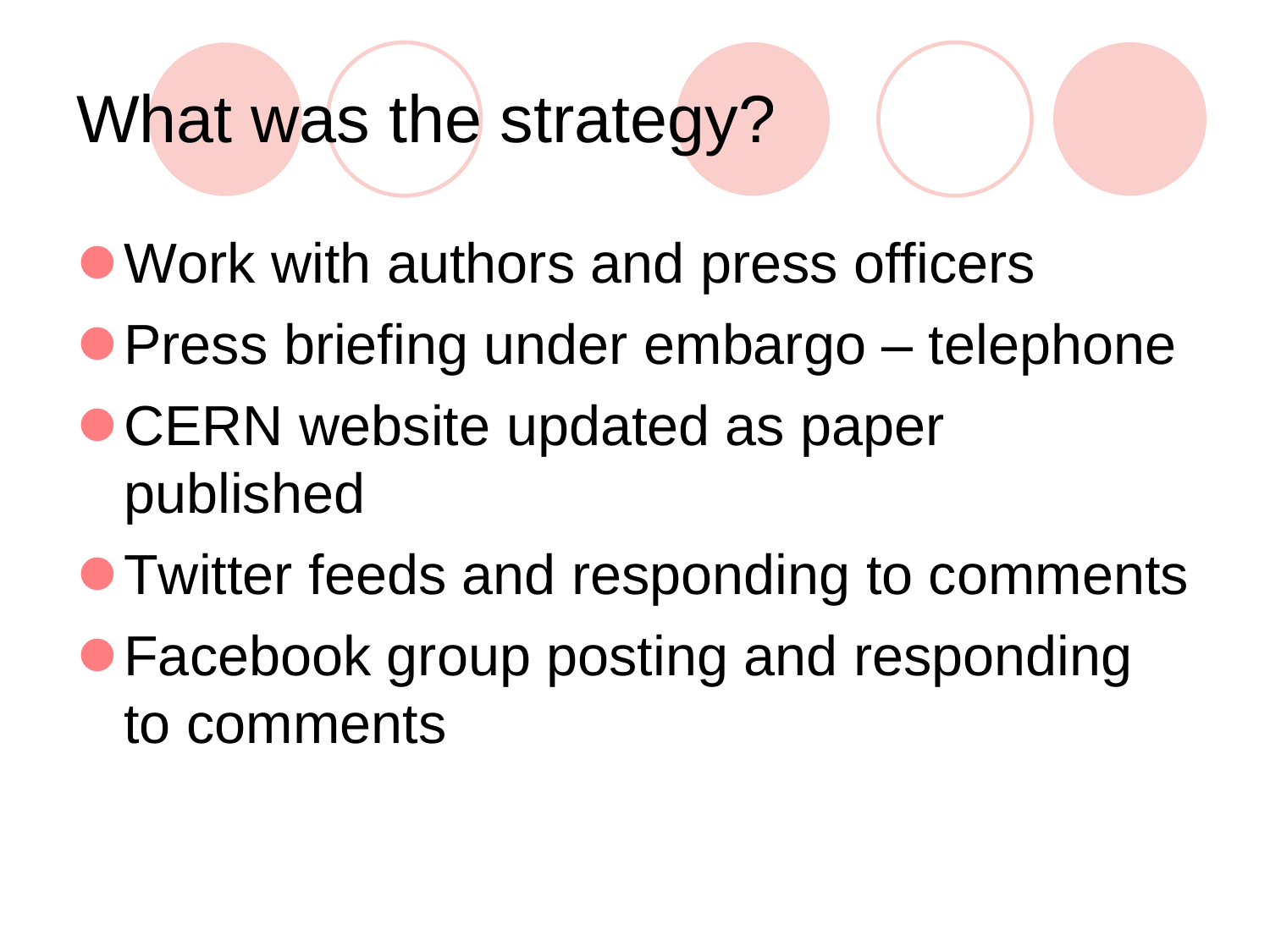# What was the strategy?

- Work with authors and press officers
- Press briefing under embargo – telephone
- CERN website updated as paper published
- Twitter feeds and responding to comments
- Facebook group posting and responding to comments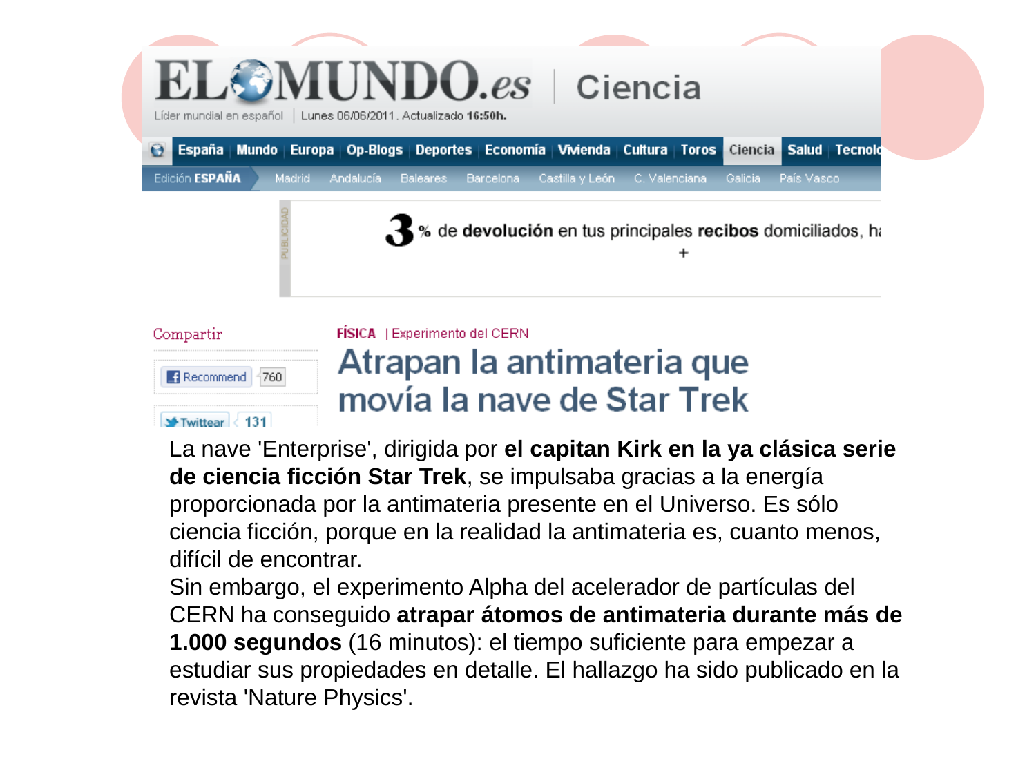EL MUNDO.es | Ciencia

Líder mundial en español | Lunes 06/06/2011. Actualizado **16:50h.**

España | Mundo | Europa | Op-Blogs | Deportes | Economía | Vivienda | Cultura | Toros | Ciencia | Salud | Tecnolo

Edición **ESPAÑA** | Madrid | Andalucía | Baleares | Barcelona | Castilla y León | C. Valenciana | Galicia | País Vasco

PUBLICIDAD

**3** % de **devolución** en tus principales **recibos** domiciliados, ha

+

Compartir

Recommend 760

Twittear 131

**FÍSICA** | Experimento del CERN

# Atrapan la antimateria que movía la nave de Star Trek

La nave 'Enterprise', dirigida por **el capitan Kirk en la ya clásica serie de ciencia ficción Star Trek**, se impulsaba gracias a la energía proporcionada por la antimateria presente en el Universo. Es sólo ciencia ficción, porque en la realidad la antimateria es, cuanto menos, difícil de encontrar.

Sin embargo, el experimento Alpha del acelerador de partículas del CERN ha conseguido **atrapar átomos de antimateria durante más de 1.000 segundos** (16 minutos): el tiempo suficiente para empezar a estudiar sus propiedades en detalle. El hallazgo ha sido publicado en la revista 'Nature Physics'.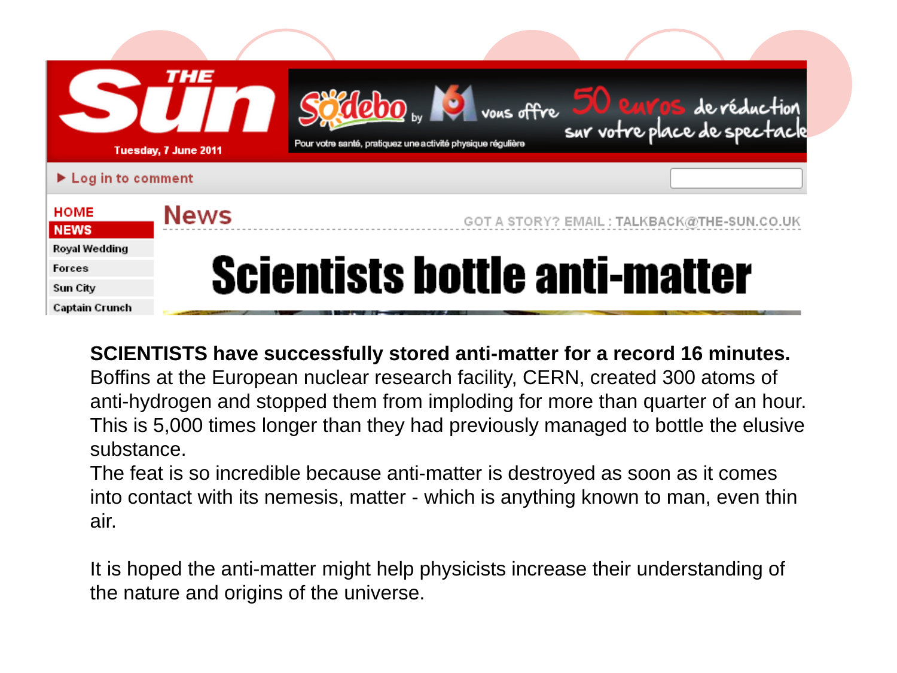THE Sun

Tuesday, 7 June 2011

Sodebo by M6 vous offre 50 euros de réduction sur votre place de spectacle

Pour votre santé, pratiquez une activité physique régulière

▶ Log in to comment

HOME
NEWS
Royal Wedding
Forces
Sun City
Captain Crunch

## News

GOT A STORY? EMAIL : TALKBACK@THE-SUN.CO.UK

# Scientists bottle anti-matter

**SCIENTISTS have successfully stored anti-matter for a record 16 minutes.**
Boffins at the European nuclear research facility, CERN, created 300 atoms of anti-hydrogen and stopped them from imploding for more than quarter of an hour. This is 5,000 times longer than they had previously managed to bottle the elusive substance.
The feat is so incredible because anti-matter is destroyed as soon as it comes into contact with its nemesis, matter - which is anything known to man, even thin air.

It is hoped the anti-matter might help physicists increase their understanding of the nature and origins of the universe.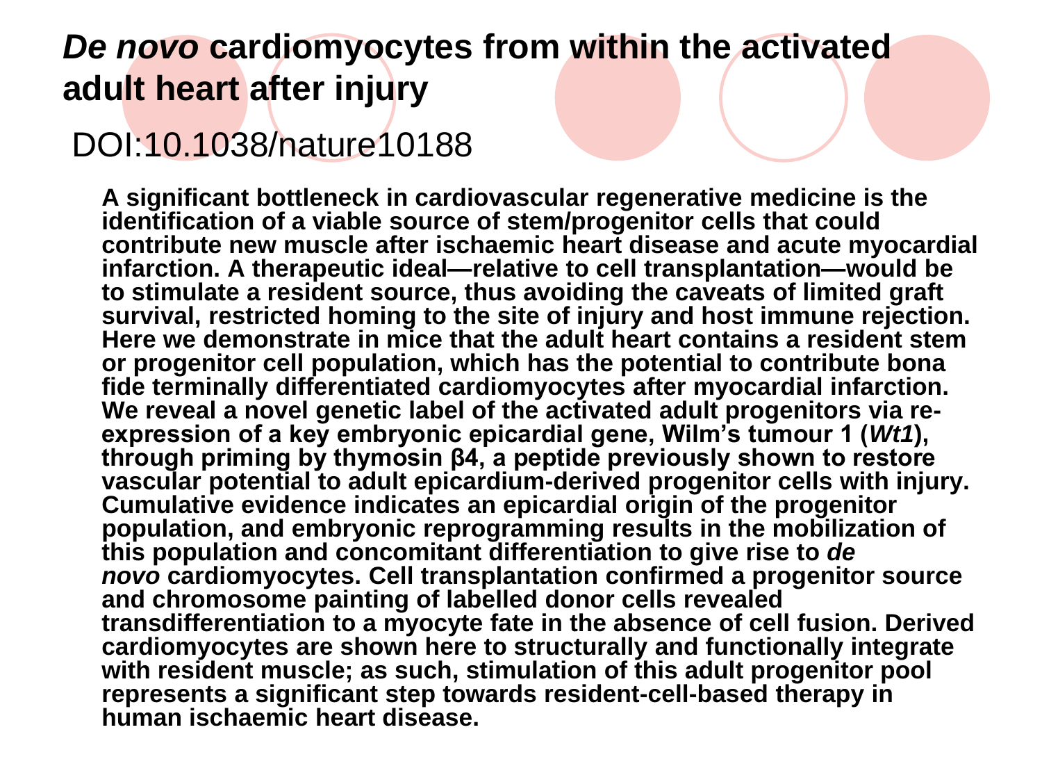# *De novo* cardiomyocytes from within the activated adult heart after injury

DOI:10.1038/nature10188

**A significant bottleneck in cardiovascular regenerative medicine is the identification of a viable source of stem/progenitor cells that could contribute new muscle after ischaemic heart disease and acute myocardial infarction. A therapeutic ideal—relative to cell transplantation—would be to stimulate a resident source, thus avoiding the caveats of limited graft survival, restricted homing to the site of injury and host immune rejection. Here we demonstrate in mice that the adult heart contains a resident stem or progenitor cell population, which has the potential to contribute bona fide terminally differentiated cardiomyocytes after myocardial infarction. We reveal a novel genetic label of the activated adult progenitors via re-expression of a key embryonic epicardial gene, Wilm's tumour 1 (*Wt1*), through priming by thymosin β4, a peptide previously shown to restore vascular potential to adult epicardium-derived progenitor cells with injury. Cumulative evidence indicates an epicardial origin of the progenitor population, and embryonic reprogramming results in the mobilization of this population and concomitant differentiation to give rise to *de novo* cardiomyocytes. Cell transplantation confirmed a progenitor source and chromosome painting of labelled donor cells revealed transdifferentiation to a myocyte fate in the absence of cell fusion. Derived cardiomyocytes are shown here to structurally and functionally integrate with resident muscle; as such, stimulation of this adult progenitor pool represents a significant step towards resident-cell-based therapy in human ischaemic heart disease.**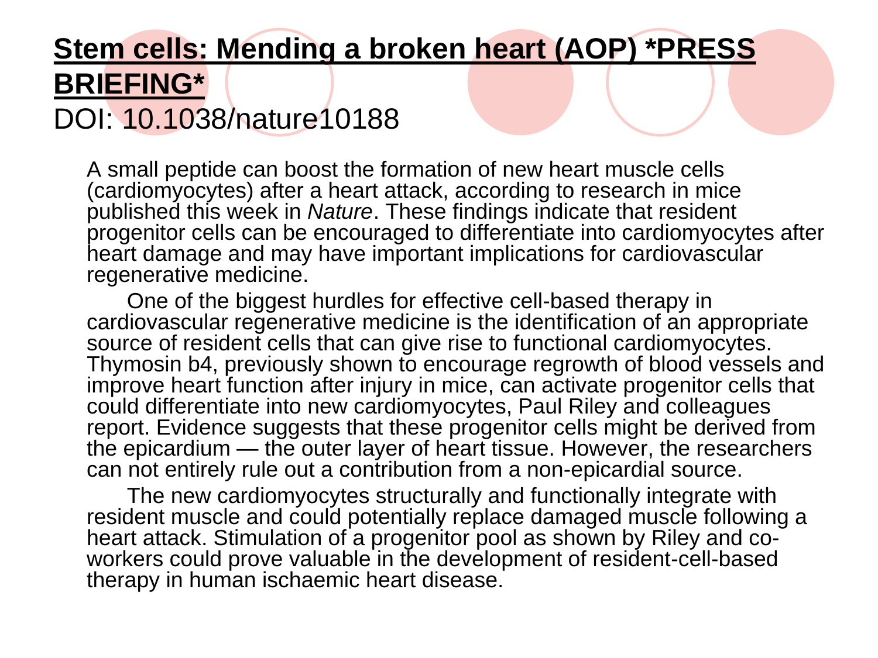# **Stem cells: Mending a broken heart (AOP) *PRESS BRIEFING***

DOI: 10.1038/nature10188

A small peptide can boost the formation of new heart muscle cells (cardiomyocytes) after a heart attack, according to research in mice published this week in *Nature*. These findings indicate that resident progenitor cells can be encouraged to differentiate into cardiomyocytes after heart damage and may have important implications for cardiovascular regenerative medicine.

One of the biggest hurdles for effective cell-based therapy in cardiovascular regenerative medicine is the identification of an appropriate source of resident cells that can give rise to functional cardiomyocytes. Thymosin b4, previously shown to encourage regrowth of blood vessels and improve heart function after injury in mice, can activate progenitor cells that could differentiate into new cardiomyocytes, Paul Riley and colleagues report. Evidence suggests that these progenitor cells might be derived from the epicardium — the outer layer of heart tissue. However, the researchers can not entirely rule out a contribution from a non-epicardial source.

The new cardiomyocytes structurally and functionally integrate with resident muscle and could potentially replace damaged muscle following a heart attack. Stimulation of a progenitor pool as shown by Riley and co-workers could prove valuable in the development of resident-cell-based therapy in human ischaemic heart disease.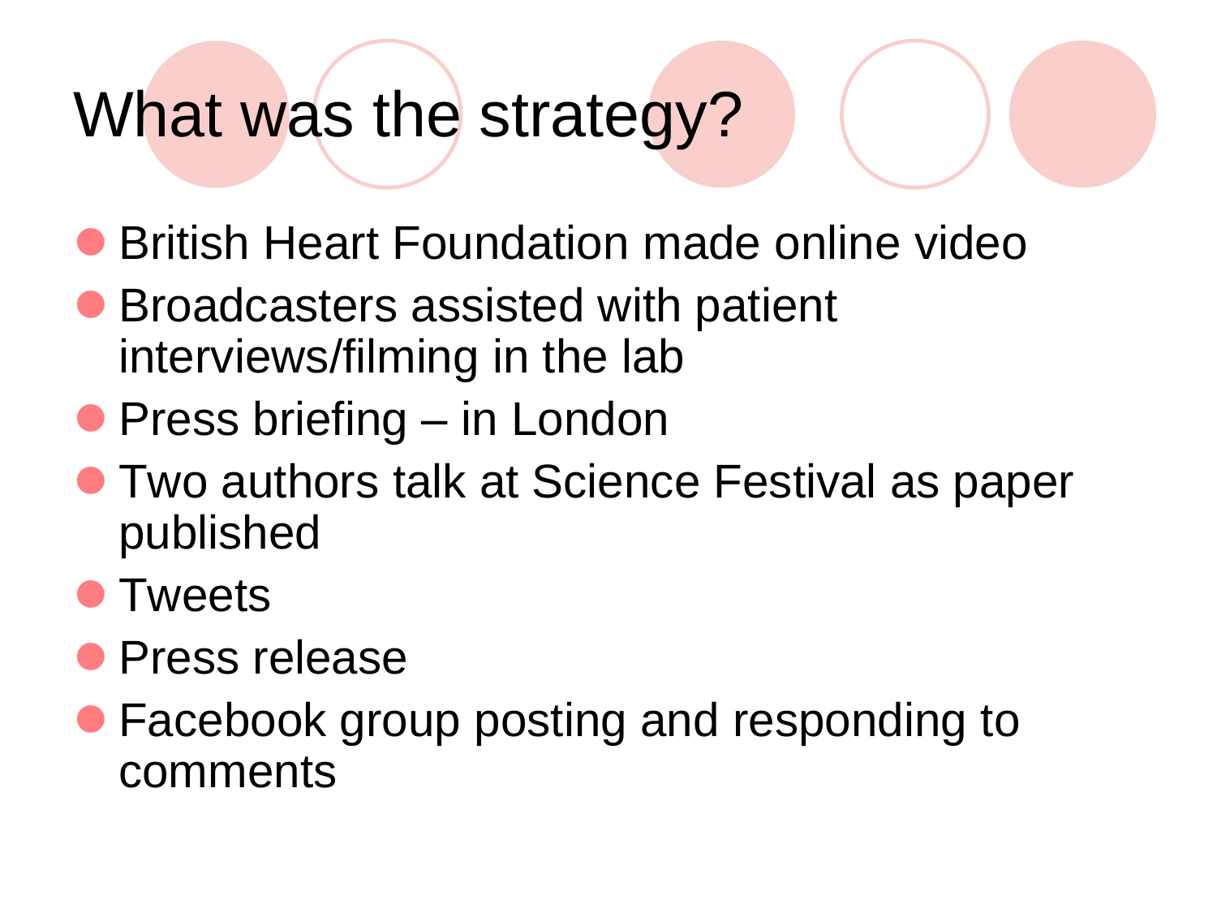# What was the strategy?

- British Heart Foundation made online video
- Broadcasters assisted with patient interviews/filming in the lab
- Press briefing – in London
- Two authors talk at Science Festival as paper published
- Tweets
- Press release
- Facebook group posting and responding to comments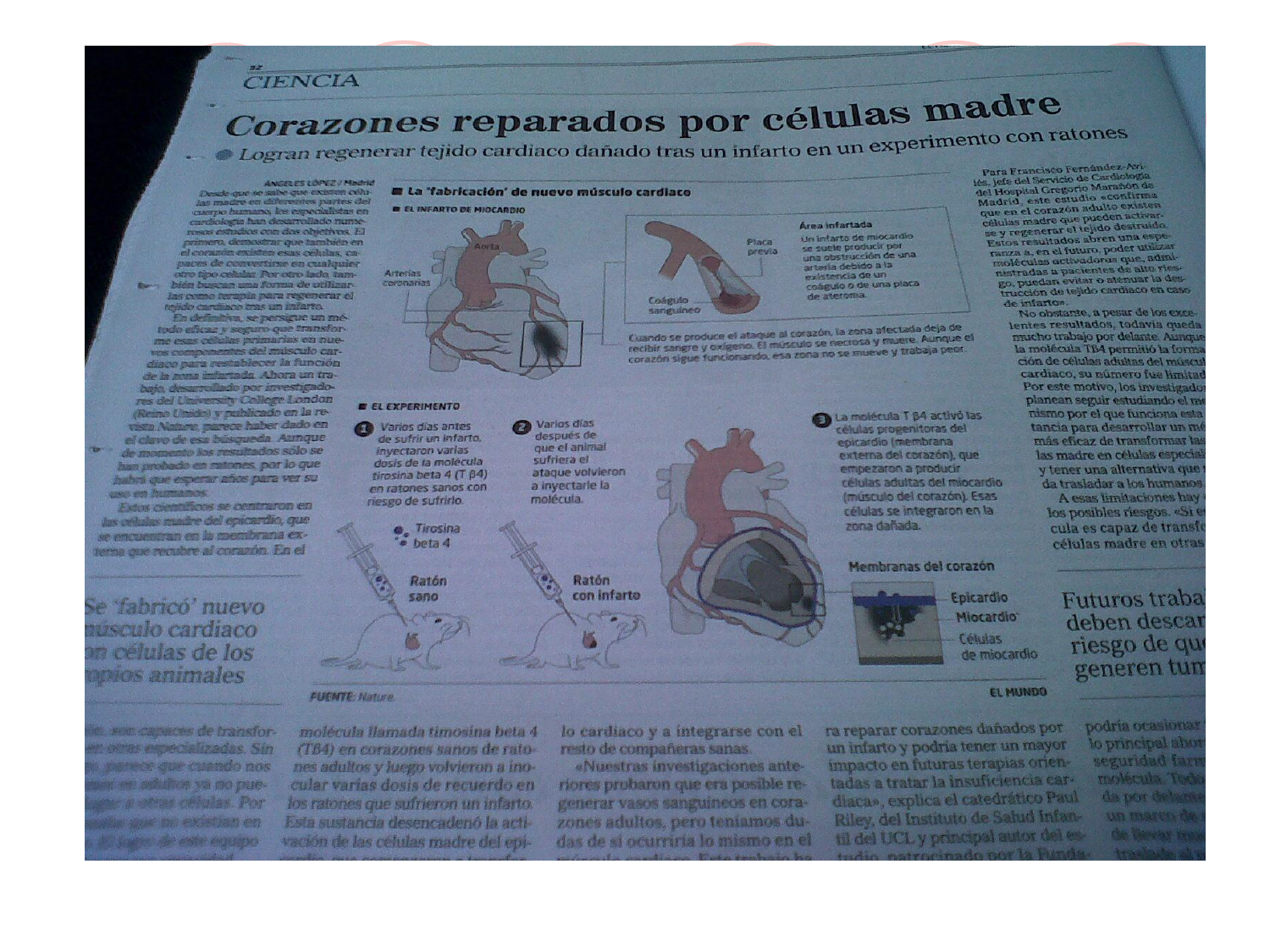CIENCIA

# Corazones reparados por células madre

● Logran regenerar tejido cardiaco dañado tras un infarto en un experimento con ratones

ÁNGELES LÓPEZ / Madrid

Desde que se sabe que existen células madre en diferentes partes del cuerpo humano, los especialistas en cardiología han desarrollado numerosos estudios con dos objetivos. El primero, demostrar que también en el corazón existen esas células, capaces de convertirse en cualquier otro tipo celular. Por otro lado, también buscan una forma de utilizarlas como terapia para regenerar el tejido cardiaco tras un infarto.

En definitiva, se persigue un método eficaz y seguro que transforme esas células primarias en nuevos componentes del músculo cardiaco para restablecer la función de la zona infartada. Ahora un trabajo, desarrollado por investigadores del University College London (Reino Unido) y publicado en la revista *Nature*, parece haber dado en el clavo de esa búsqueda. Aunque de momento los resultados sólo se han probado en ratones, por lo que habrá que esperar años para ver su uso en humanos.

Estos científicos se centraron en las células madre del epicardio, que se encuentran en la membrana externa que recubre al corazón. En el

## La 'fabricación' de nuevo músculo cardiaco

### EL INFARTO DE MIOCARDIO

Aorta · Arterias coronarias · Placa previa · Coágulo sanguíneo

**Área infartada**
Un infarto de miocardio se suele producir por una obstrucción de una arteria debido a la existencia de un coágulo o de una placa de ateroma.

Cuando se produce el ataque al corazón, la zona afectada deja de recibir sangre y oxígeno. El músculo se necrosa y muere. Aunque el corazón sigue funcionando, esa zona no se mueve y trabaja peor.

### EL EXPERIMENTO

1. Varios días antes de sufrir un infarto, inyectaron varias dosis de la molécula tirosina beta 4 (T β4) en ratones sanos con riesgo de sufrirlo.
2. Varios días después de que el animal sufriera el ataque volvieron a inyectarle la molécula.
3. La molécula T β4 activó las células progenitoras del epicardio (membrana externa del corazón), que empezaron a producir células adultas del miocardio (músculo del corazón). Esas células se integraron en la zona dañada.

Tirosina beta 4 · Ratón sano · Ratón con infarto

**Membranas del corazón**: Epicardio · Miocardio · Células de miocardio

FUENTE: Nature. EL MUNDO

*Se 'fabricó' nuevo músculo cardiaco con células de los propios animales*

...ón, son capaces de transfor... en otras especializadas. Sin ... parece que cuando nos ... en adultos ya no pue... llegar a otras células. Por ... que no existían en ... El logro de este equipo ...

molécula llamada timosina beta 4 (TB4) en corazones sanos de ratones adultos y luego volvieron a inocular varias dosis de recuerdo en los ratones que sufrieron un infarto. Esta sustancia desencadenó la activación de las células madre del epicardio, que ...

lo cardiaco y a integrarse con el resto de compañeras sanas.

«Nuestras investigaciones anteriores probaron que era posible regenerar vasos sanguíneos en corazones adultos, pero teníamos dudas de si ocurriría lo mismo en el músculo cardiaco. Este trabajo ha ...

ra reparar corazones dañados por un infarto y podría tener un mayor impacto en futuras terapias orientadas a tratar la insuficiencia cardiaca», explica el catedrático Paul Riley, del Instituto de Salud Infantil del UCL y principal autor del estudio, patrocinado por la Funda...

podría ocasionar ... lo principal ahor... seguridad farm... molécula. Todo... da por delante... un marco de ... de llevar ... traslade al ...

Para Francisco Fernández-Avilés, jefe del Servicio de Cardiología del Hospital Gregorio Marañón de Madrid, este estudio «confirma que en el corazón adulto existen células madre que pueden activarse y regenerar el tejido destruido. Estos resultados abren una esperanza a, en el futuro, poder utilizar moléculas activadoras que, administradas a pacientes de alto riesgo, puedan evitar o atenuar la destrucción de tejido cardiaco en caso de infarto».

No obstante, a pesar de los excelentes resultados, todavía queda mucho trabajo por delante. Aunque la molécula TB4 permitió la formación de células adultas del múscul... cardiaco, su número fue limitad... Por este motivo, los investigado... planean seguir estudiando el me...nismo por el que funciona esta ...tancia para desarrollar un mé... más eficaz de transformar las ... las madre en células especial... y tener una alternativa que ...da trasladar a los humanos.

A esas limitaciones hay ... los posibles riesgos. «Si e...cula es capaz de transfo... células madre en otras ...

*Futuros traba... deben descar... riesgo de que... generen tum...*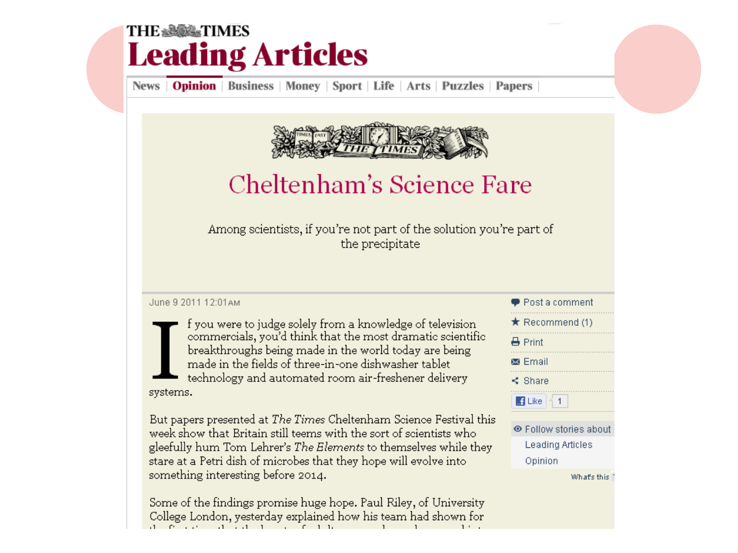THE TIMES

# Leading Articles

News | Opinion | Business | Money | Sport | Life | Arts | Puzzles | Papers |

## Cheltenham's Science Fare

Among scientists, if you're not part of the solution you're part of the precipitate

June 9 2011 12:01AM

If you were to judge solely from a knowledge of television commercials, you'd think that the most dramatic scientific breakthroughs being made in the world today are being made in the fields of three-in-one dishwasher tablet technology and automated room air-freshener delivery systems.

But papers presented at *The Times* Cheltenham Science Festival this week show that Britain still teems with the sort of scientists who gleefully hum Tom Lehrer's *The Elements* to themselves while they stare at a Petri dish of microbes that they hope will evolve into something interesting before 2014.

Some of the findings promise huge hope. Paul Riley, of University College London, yesterday explained how his team had shown for

Post a comment
Recommend (1)
Print
Email
Share
Like 1

Follow stories about
Leading Articles
Opinion

What's this